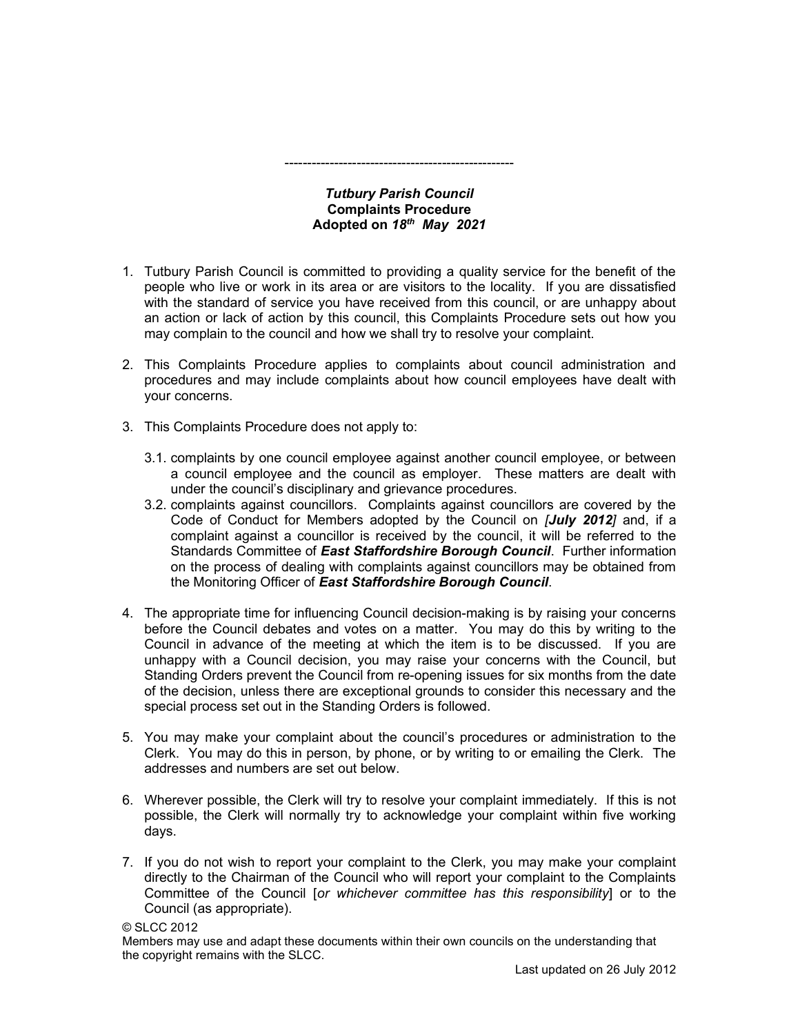---------------------------------------------------

***Tutbury Parish Council***
**Complaints Procedure**
**Adopted on *18th May 2021***

1. Tutbury Parish Council is committed to providing a quality service for the benefit of the people who live or work in its area or are visitors to the locality. If you are dissatisfied with the standard of service you have received from this council, or are unhappy about an action or lack of action by this council, this Complaints Procedure sets out how you may complain to the council and how we shall try to resolve your complaint.

2. This Complaints Procedure applies to complaints about council administration and procedures and may include complaints about how council employees have dealt with your concerns.

3. This Complaints Procedure does not apply to:

   3.1. complaints by one council employee against another council employee, or between a council employee and the council as employer. These matters are dealt with under the council's disciplinary and grievance procedures.

   3.2. complaints against councillors. Complaints against councillors are covered by the Code of Conduct for Members adopted by the Council on *[**July 2012**]* and, if a complaint against a councillor is received by the council, it will be referred to the Standards Committee of ***East Staffordshire Borough Council***. Further information on the process of dealing with complaints against councillors may be obtained from the Monitoring Officer of ***East Staffordshire Borough Council***.

4. The appropriate time for influencing Council decision-making is by raising your concerns before the Council debates and votes on a matter. You may do this by writing to the Council in advance of the meeting at which the item is to be discussed. If you are unhappy with a Council decision, you may raise your concerns with the Council, but Standing Orders prevent the Council from re-opening issues for six months from the date of the decision, unless there are exceptional grounds to consider this necessary and the special process set out in the Standing Orders is followed.

5. You may make your complaint about the council's procedures or administration to the Clerk. You may do this in person, by phone, or by writing to or emailing the Clerk. The addresses and numbers are set out below.

6. Wherever possible, the Clerk will try to resolve your complaint immediately. If this is not possible, the Clerk will normally try to acknowledge your complaint within five working days.

7. If you do not wish to report your complaint to the Clerk, you may make your complaint directly to the Chairman of the Council who will report your complaint to the Complaints Committee of the Council [*or whichever committee has this responsibility*] or to the Council (as appropriate).

© SLCC 2012
Members may use and adapt these documents within their own councils on the understanding that the copyright remains with the SLCC.

Last updated on 26 July 2012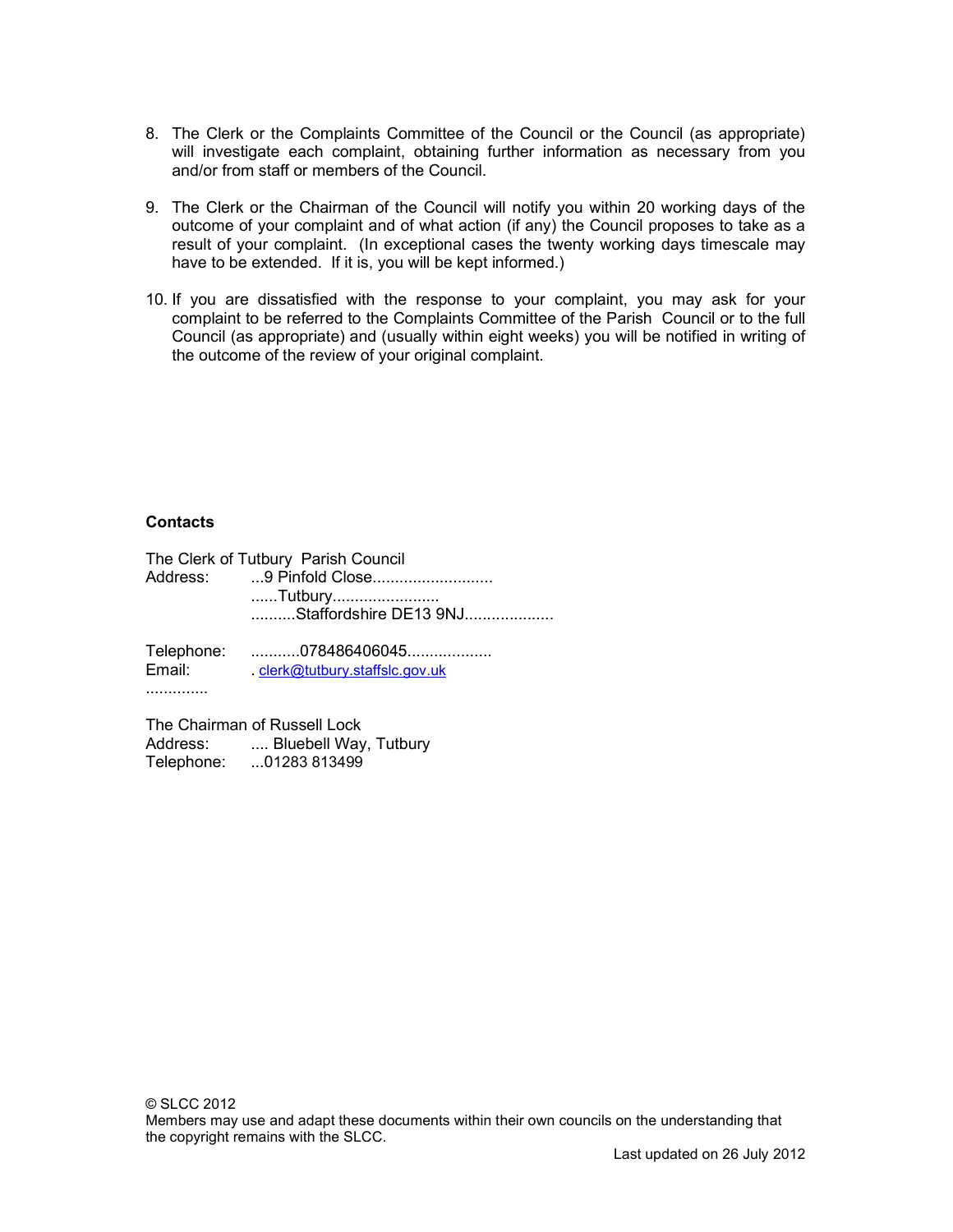8. The Clerk or the Complaints Committee of the Council or the Council (as appropriate) will investigate each complaint, obtaining further information as necessary from you and/or from staff or members of the Council.

9. The Clerk or the Chairman of the Council will notify you within 20 working days of the outcome of your complaint and of what action (if any) the Council proposes to take as a result of your complaint. (In exceptional cases the twenty working days timescale may have to be extended. If it is, you will be kept informed.)

10. If you are dissatisfied with the response to your complaint, you may ask for your complaint to be referred to the Complaints Committee of the Parish Council or to the full Council (as appropriate) and (usually within eight weeks) you will be notified in writing of the outcome of the review of your original complaint.

**Contacts**

The Clerk of Tutbury Parish Council
Address: ...9 Pinfold Close..........................
......Tutbury.......................
..........Staffordshire DE13 9NJ...................

Telephone: ...........078486406045..................
Email: . clerk@tutbury.staffslc.gov.uk
..............

The Chairman of Russell Lock
Address: .... Bluebell Way, Tutbury
Telephone: ...01283 813499

© SLCC 2012
Members may use and adapt these documents within their own councils on the understanding that the copyright remains with the SLCC.

Last updated on 26 July 2012